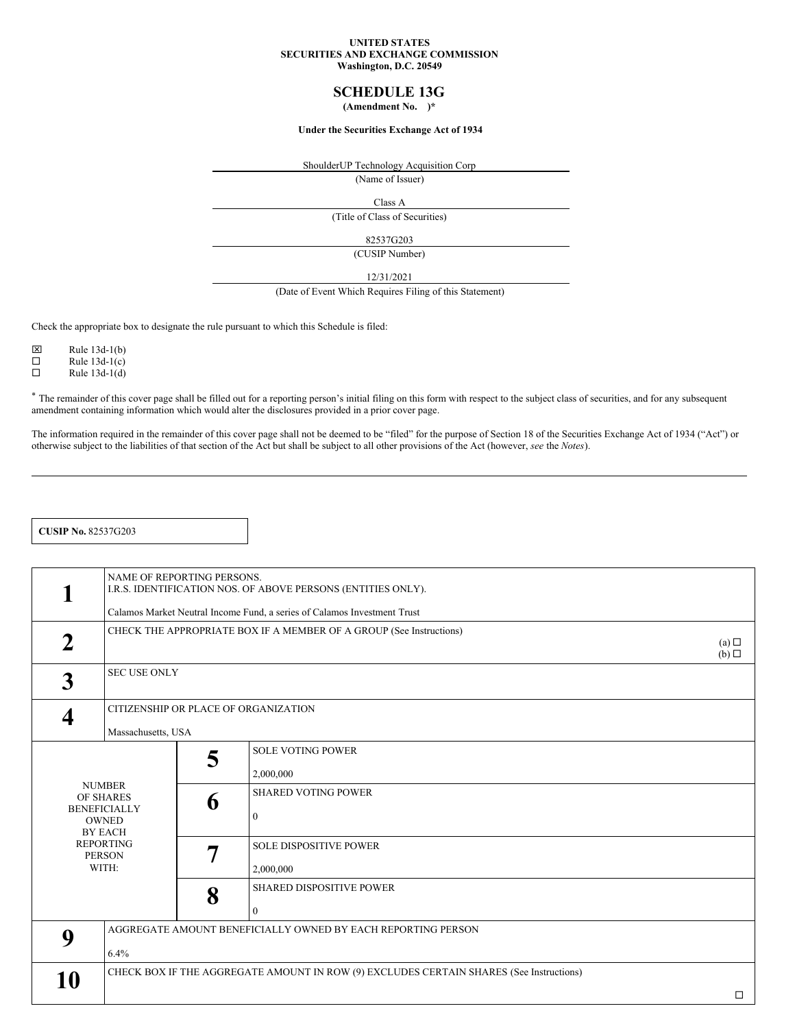UNITED STATES
SECURITIES AND EXCHANGE COMMISSION
Washington, D.C. 20549

# SCHEDULE 13G

**(Amendment No. )***

**Under the Securities Exchange Act of 1934**

ShoulderUP Technology Acquisition Corp
(Name of Issuer)

Class A
(Title of Class of Securities)

82537G203
(CUSIP Number)

12/31/2021
(Date of Event Which Requires Filing of this Statement)

Check the appropriate box to designate the rule pursuant to which this Schedule is filed:

☒ Rule 13d-1(b)
☐ Rule 13d-1(c)
☐ Rule 13d-1(d)

* The remainder of this cover page shall be filled out for a reporting person's initial filing on this form with respect to the subject class of securities, and for any subsequent amendment containing information which would alter the disclosures provided in a prior cover page.

The information required in the remainder of this cover page shall not be deemed to be "filed" for the purpose of Section 18 of the Securities Exchange Act of 1934 ("Act") or otherwise subject to the liabilities of that section of the Act but shall be subject to all other provisions of the Act (however, *see* the *Notes*).

**CUSIP No.** 82537G203

| | | | |
|---|---|---|---|
| **1** | NAME OF REPORTING PERSONS.<br>I.R.S. IDENTIFICATION NOS. OF ABOVE PERSONS (ENTITIES ONLY).<br><br>Calamos Market Neutral Income Fund, a series of Calamos Investment Trust | | |
| **2** | CHECK THE APPROPRIATE BOX IF A MEMBER OF A GROUP (See Instructions) (a) ☐ (b) ☐ | | |
| **3** | SEC USE ONLY | | |
| **4** | CITIZENSHIP OR PLACE OF ORGANIZATION<br><br>Massachusetts, USA | | |
| NUMBER OF SHARES BENEFICIALLY OWNED BY EACH REPORTING PERSON WITH: | **5** | SOLE VOTING POWER<br><br>2,000,000 | |
| | **6** | SHARED VOTING POWER<br><br>0 | |
| | **7** | SOLE DISPOSITIVE POWER<br><br>2,000,000 | |
| | **8** | SHARED DISPOSITIVE POWER<br><br>0 | |
| **9** | AGGREGATE AMOUNT BENEFICIALLY OWNED BY EACH REPORTING PERSON<br><br>6.4% | | |
| **10** | CHECK BOX IF THE AGGREGATE AMOUNT IN ROW (9) EXCLUDES CERTAIN SHARES (See Instructions) ☐ | | |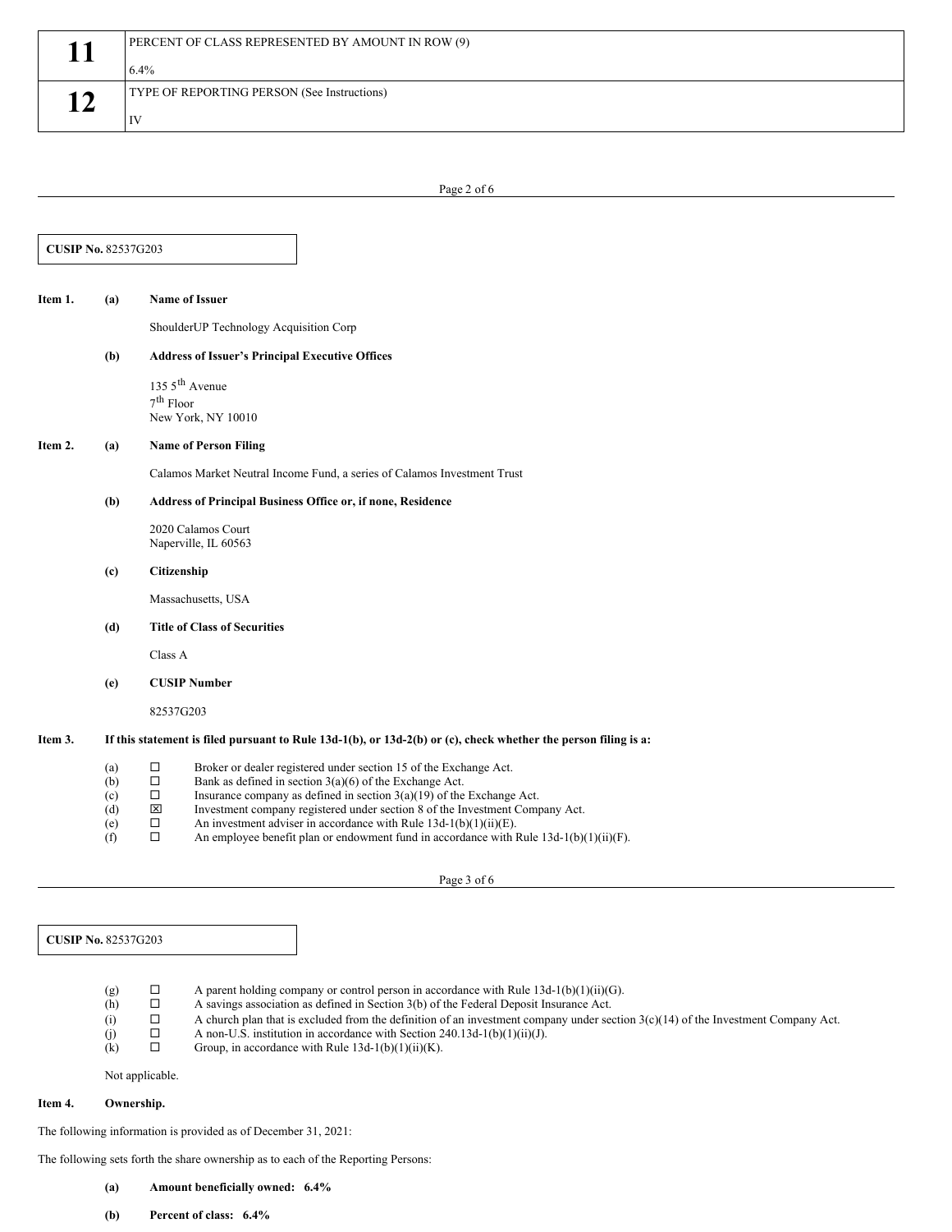| | |
|---|---|
| **11** | PERCENT OF CLASS REPRESENTED BY AMOUNT IN ROW (9)<br><br>6.4% |
| **12** | TYPE OF REPORTING PERSON (See Instructions)<br><br>IV |

**CUSIP No.** 82537G203

**Item 1.** **(a)** **Name of Issuer**

ShoulderUP Technology Acquisition Corp

**(b)** **Address of Issuer's Principal Executive Offices**

135 5th Avenue
7th Floor
New York, NY 10010

**Item 2.** **(a)** **Name of Person Filing**

Calamos Market Neutral Income Fund, a series of Calamos Investment Trust

**(b)** **Address of Principal Business Office or, if none, Residence**

2020 Calamos Court
Naperville, IL 60563

**(c)** **Citizenship**

Massachusetts, USA

**(d)** **Title of Class of Securities**

Class A

**(e)** **CUSIP Number**

82537G203

**Item 3.** **If this statement is filed pursuant to Rule 13d-1(b), or 13d-2(b) or (c), check whether the person filing is a:**

(a) ☐ Broker or dealer registered under section 15 of the Exchange Act.
(b) ☐ Bank as defined in section 3(a)(6) of the Exchange Act.
(c) ☐ Insurance company as defined in section 3(a)(19) of the Exchange Act.
(d) ☒ Investment company registered under section 8 of the Investment Company Act.
(e) ☐ An investment adviser in accordance with Rule 13d-1(b)(1)(ii)(E).
(f) ☐ An employee benefit plan or endowment fund in accordance with Rule 13d-1(b)(1)(ii)(F).

**CUSIP No.** 82537G203

(g) ☐ A parent holding company or control person in accordance with Rule 13d-1(b)(1)(ii)(G).
(h) ☐ A savings association as defined in Section 3(b) of the Federal Deposit Insurance Act.
(i) ☐ A church plan that is excluded from the definition of an investment company under section 3(c)(14) of the Investment Company Act.
(j) ☐ A non-U.S. institution in accordance with Section 240.13d-1(b)(1)(ii)(J).
(k) ☐ Group, in accordance with Rule 13d-1(b)(1)(ii)(K).

Not applicable.

**Item 4.** **Ownership.**

The following information is provided as of December 31, 2021:

The following sets forth the share ownership as to each of the Reporting Persons:

**(a)** **Amount beneficially owned: 6.4%**

**(b)** **Percent of class: 6.4%**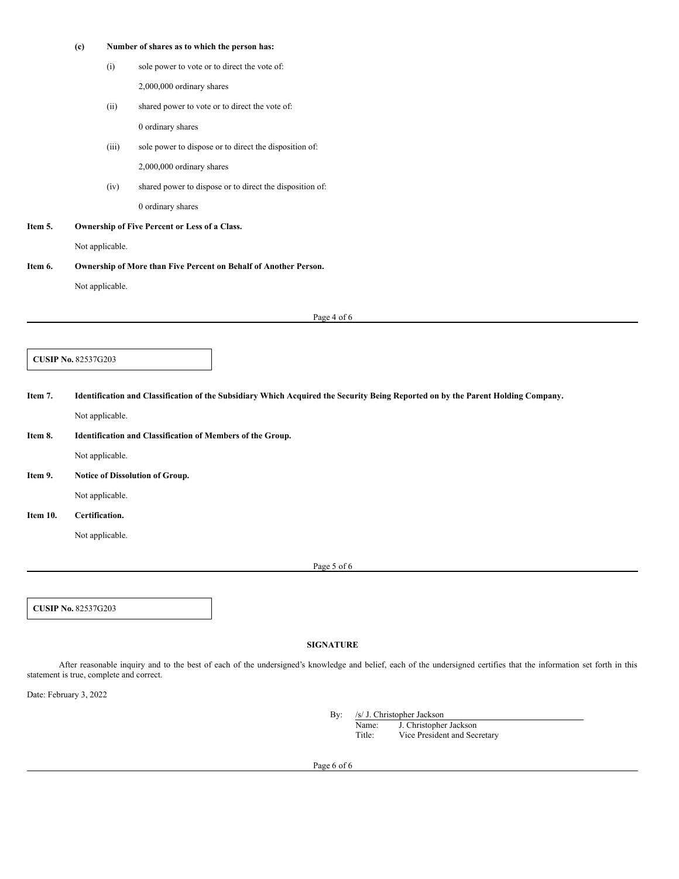**(c) Number of shares as to which the person has:**

(i) sole power to vote or to direct the vote of:

2,000,000 ordinary shares

(ii) shared power to vote or to direct the vote of:

0 ordinary shares

(iii) sole power to dispose or to direct the disposition of:

2,000,000 ordinary shares

(iv) shared power to dispose or to direct the disposition of:

0 ordinary shares

**Item 5. Ownership of Five Percent or Less of a Class.**

Not applicable.

**Item 6. Ownership of More than Five Percent on Behalf of Another Person.**

Not applicable.

**CUSIP No.** 82537G203

**Item 7. Identification and Classification of the Subsidiary Which Acquired the Security Being Reported on by the Parent Holding Company.**

Not applicable.

**Item 8. Identification and Classification of Members of the Group.**

Not applicable.

**Item 9. Notice of Dissolution of Group.**

Not applicable.

**Item 10. Certification.**

Not applicable.

**CUSIP No.** 82537G203

**SIGNATURE**

After reasonable inquiry and to the best of each of the undersigned's knowledge and belief, each of the undersigned certifies that the information set forth in this statement is true, complete and correct.

Date: February 3, 2022

By: /s/ J. Christopher Jackson
Name: J. Christopher Jackson
Title: Vice President and Secretary